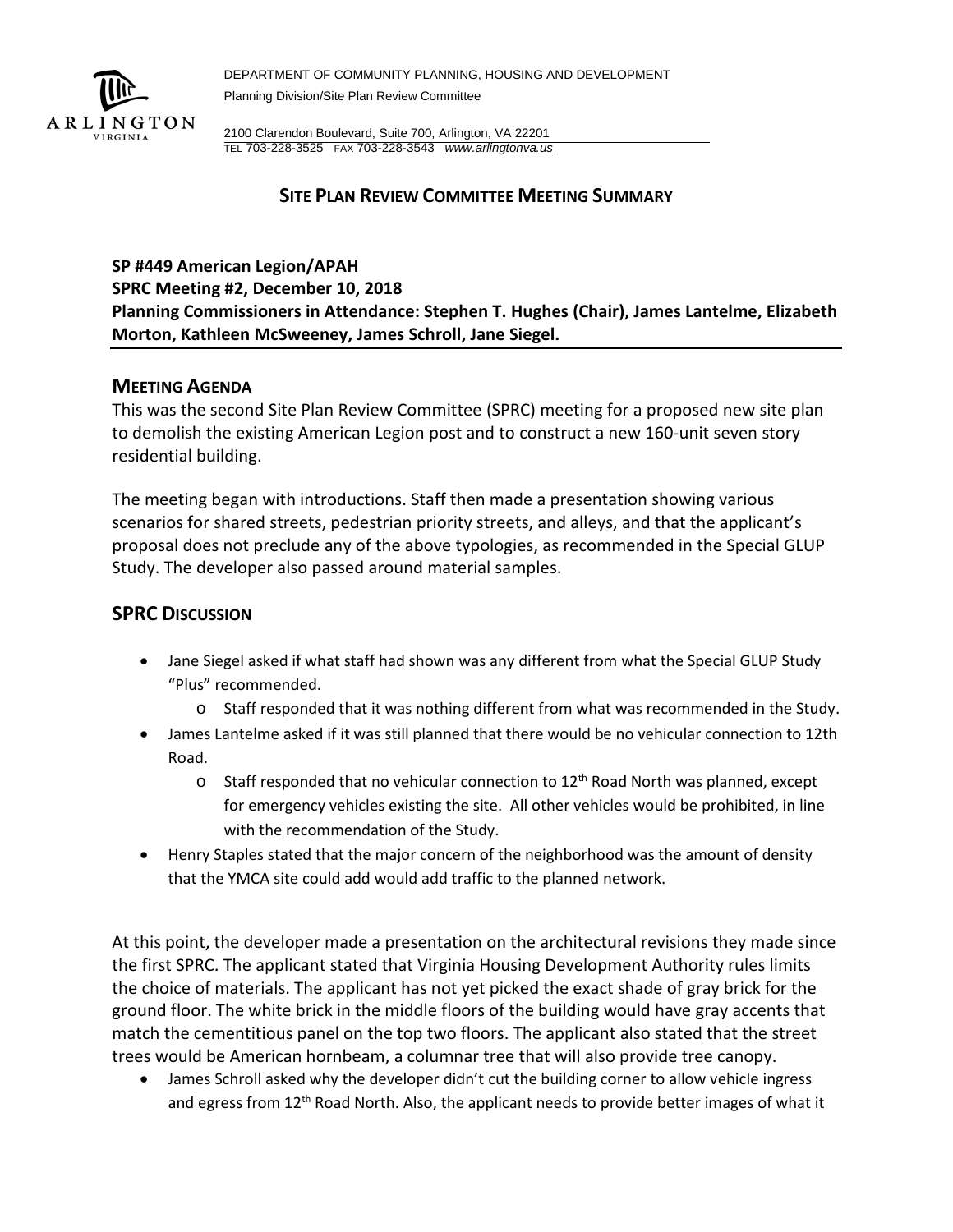DEPARTMENT OF COMMUNITY PLANNING, HOUSING AND DEVELOPMENT
Planning Division/Site Plan Review Committee

2100 Clarendon Boulevard, Suite 700, Arlington, VA 22201
TEL 703-228-3525 FAX 703-228-3543 *www.arlingtonva.us*

# SITE PLAN REVIEW COMMITTEE MEETING SUMMARY

**SP #449 American Legion/APAH**
**SPRC Meeting #2, December 10, 2018**
**Planning Commissioners in Attendance: Stephen T. Hughes (Chair), James Lantelme, Elizabeth Morton, Kathleen McSweeney, James Schroll, Jane Siegel.**

## MEETING AGENDA

This was the second Site Plan Review Committee (SPRC) meeting for a proposed new site plan to demolish the existing American Legion post and to construct a new 160-unit seven story residential building.

The meeting began with introductions. Staff then made a presentation showing various scenarios for shared streets, pedestrian priority streets, and alleys, and that the applicant's proposal does not preclude any of the above typologies, as recommended in the Special GLUP Study. The developer also passed around material samples.

## SPRC DISCUSSION

- Jane Siegel asked if what staff had shown was any different from what the Special GLUP Study "Plus" recommended.
  - Staff responded that it was nothing different from what was recommended in the Study.
- James Lantelme asked if it was still planned that there would be no vehicular connection to 12th Road.
  - Staff responded that no vehicular connection to 12th Road North was planned, except for emergency vehicles existing the site. All other vehicles would be prohibited, in line with the recommendation of the Study.
- Henry Staples stated that the major concern of the neighborhood was the amount of density that the YMCA site could add would add traffic to the planned network.

At this point, the developer made a presentation on the architectural revisions they made since the first SPRC. The applicant stated that Virginia Housing Development Authority rules limits the choice of materials. The applicant has not yet picked the exact shade of gray brick for the ground floor. The white brick in the middle floors of the building would have gray accents that match the cementitious panel on the top two floors. The applicant also stated that the street trees would be American hornbeam, a columnar tree that will also provide tree canopy.

- James Schroll asked why the developer didn't cut the building corner to allow vehicle ingress and egress from 12th Road North. Also, the applicant needs to provide better images of what it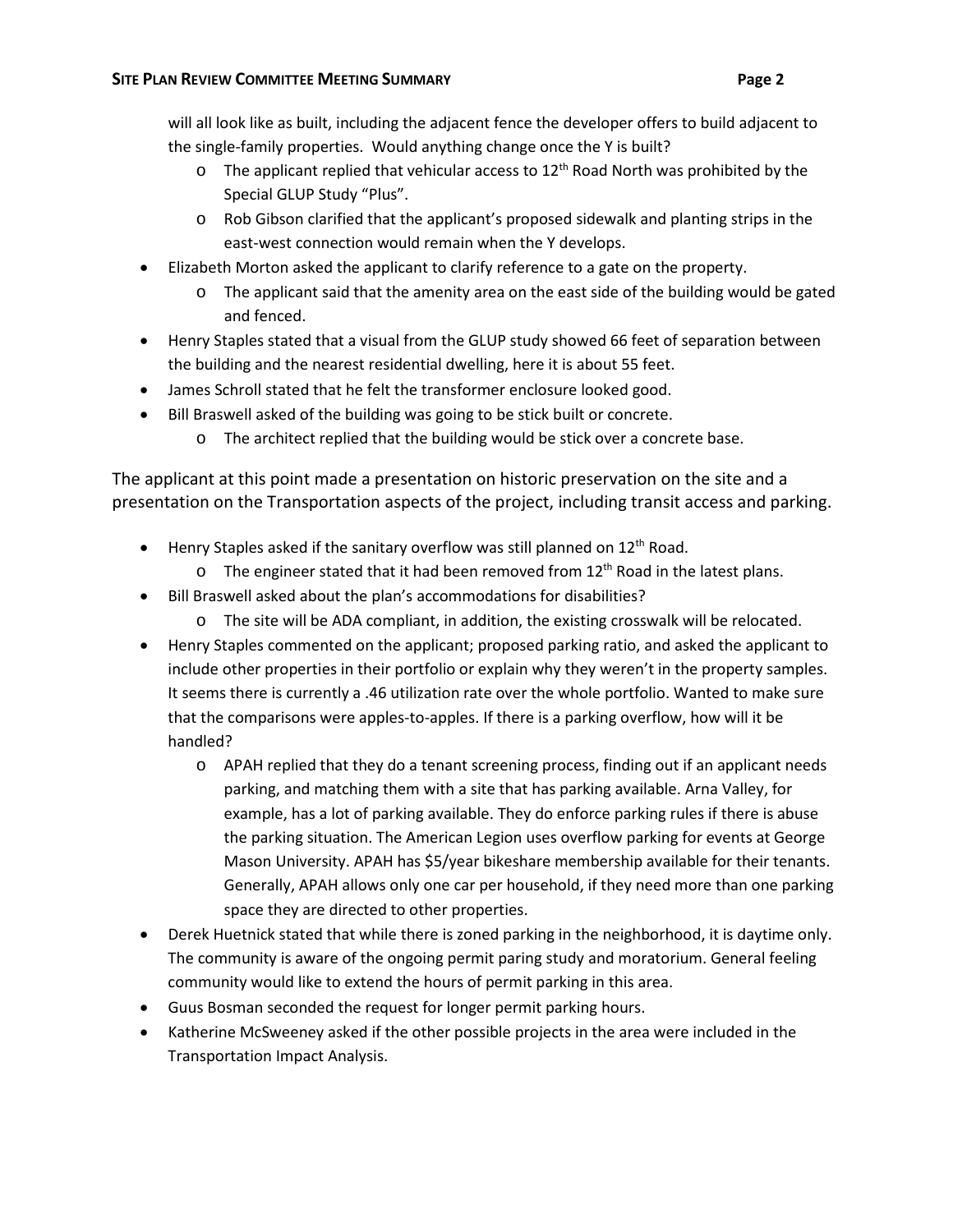will all look like as built, including the adjacent fence the developer offers to build adjacent to the single-family properties. Would anything change once the Y is built?

- The applicant replied that vehicular access to 12th Road North was prohibited by the Special GLUP Study "Plus".
- Rob Gibson clarified that the applicant's proposed sidewalk and planting strips in the east-west connection would remain when the Y develops.

- Elizabeth Morton asked the applicant to clarify reference to a gate on the property.
  - The applicant said that the amenity area on the east side of the building would be gated and fenced.
- Henry Staples stated that a visual from the GLUP study showed 66 feet of separation between the building and the nearest residential dwelling, here it is about 55 feet.
- James Schroll stated that he felt the transformer enclosure looked good.
- Bill Braswell asked of the building was going to be stick built or concrete.
  - The architect replied that the building would be stick over a concrete base.

The applicant at this point made a presentation on historic preservation on the site and a presentation on the Transportation aspects of the project, including transit access and parking.

- Henry Staples asked if the sanitary overflow was still planned on 12th Road.
  - The engineer stated that it had been removed from 12th Road in the latest plans.
- Bill Braswell asked about the plan's accommodations for disabilities?
  - The site will be ADA compliant, in addition, the existing crosswalk will be relocated.
- Henry Staples commented on the applicant; proposed parking ratio, and asked the applicant to include other properties in their portfolio or explain why they weren't in the property samples. It seems there is currently a .46 utilization rate over the whole portfolio. Wanted to make sure that the comparisons were apples-to-apples. If there is a parking overflow, how will it be handled?
  - APAH replied that they do a tenant screening process, finding out if an applicant needs parking, and matching them with a site that has parking available. Arna Valley, for example, has a lot of parking available. They do enforce parking rules if there is abuse the parking situation. The American Legion uses overflow parking for events at George Mason University. APAH has $5/year bikeshare membership available for their tenants. Generally, APAH allows only one car per household, if they need more than one parking space they are directed to other properties.
- Derek Huetnick stated that while there is zoned parking in the neighborhood, it is daytime only. The community is aware of the ongoing permit paring study and moratorium. General feeling community would like to extend the hours of permit parking in this area.
- Guus Bosman seconded the request for longer permit parking hours.
- Katherine McSweeney asked if the other possible projects in the area were included in the Transportation Impact Analysis.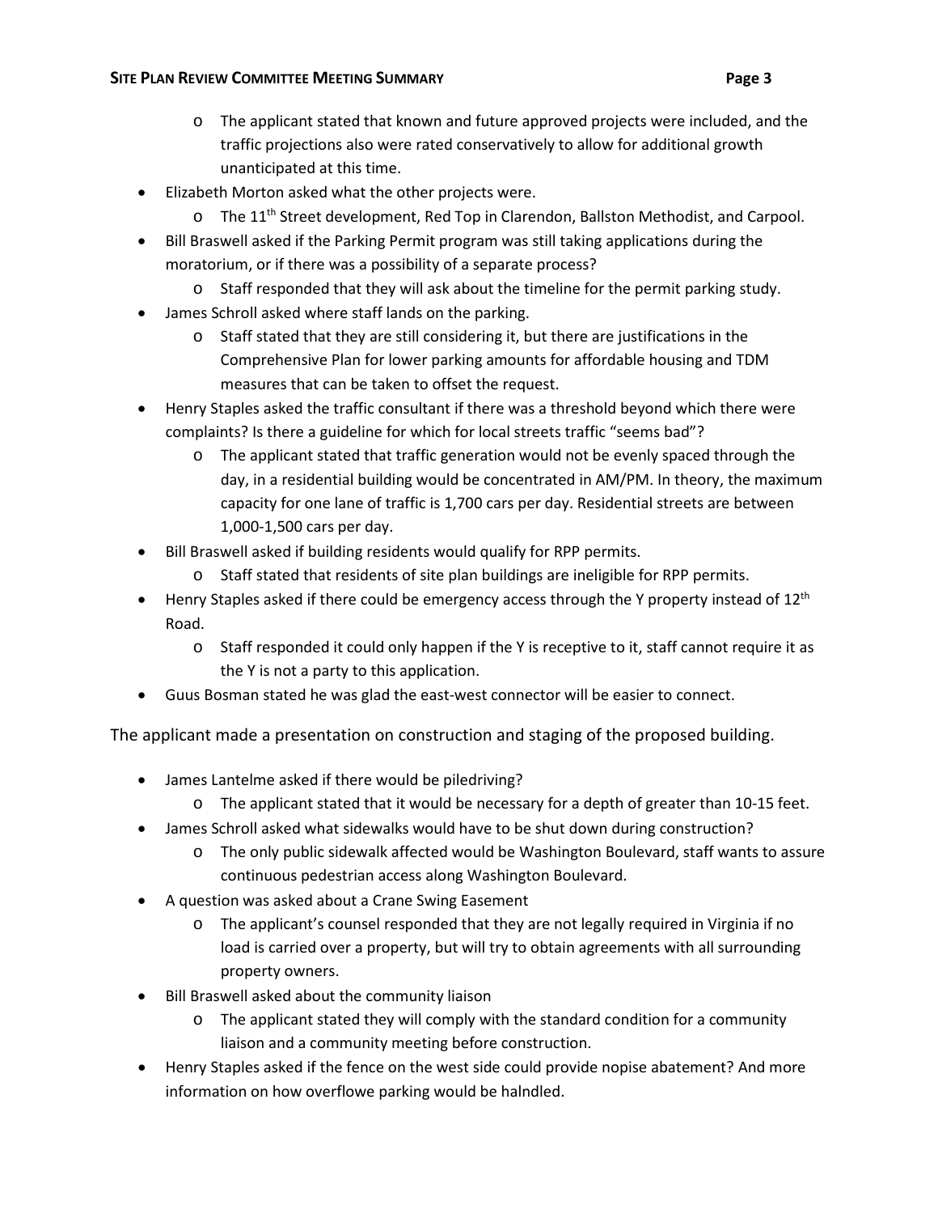- The applicant stated that known and future approved projects were included, and the traffic projections also were rated conservatively to allow for additional growth unanticipated at this time.
- Elizabeth Morton asked what the other projects were.
  - The 11th Street development, Red Top in Clarendon, Ballston Methodist, and Carpool.
- Bill Braswell asked if the Parking Permit program was still taking applications during the moratorium, or if there was a possibility of a separate process?
  - Staff responded that they will ask about the timeline for the permit parking study.
- James Schroll asked where staff lands on the parking.
  - Staff stated that they are still considering it, but there are justifications in the Comprehensive Plan for lower parking amounts for affordable housing and TDM measures that can be taken to offset the request.
- Henry Staples asked the traffic consultant if there was a threshold beyond which there were complaints? Is there a guideline for which for local streets traffic "seems bad"?
  - The applicant stated that traffic generation would not be evenly spaced through the day, in a residential building would be concentrated in AM/PM. In theory, the maximum capacity for one lane of traffic is 1,700 cars per day. Residential streets are between 1,000-1,500 cars per day.
- Bill Braswell asked if building residents would qualify for RPP permits.
  - Staff stated that residents of site plan buildings are ineligible for RPP permits.
- Henry Staples asked if there could be emergency access through the Y property instead of 12th Road.
  - Staff responded it could only happen if the Y is receptive to it, staff cannot require it as the Y is not a party to this application.
- Guus Bosman stated he was glad the east-west connector will be easier to connect.

The applicant made a presentation on construction and staging of the proposed building.

- James Lantelme asked if there would be piledriving?
  - The applicant stated that it would be necessary for a depth of greater than 10-15 feet.
- James Schroll asked what sidewalks would have to be shut down during construction?
  - The only public sidewalk affected would be Washington Boulevard, staff wants to assure continuous pedestrian access along Washington Boulevard.
- A question was asked about a Crane Swing Easement
  - The applicant's counsel responded that they are not legally required in Virginia if no load is carried over a property, but will try to obtain agreements with all surrounding property owners.
- Bill Braswell asked about the community liaison
  - The applicant stated they will comply with the standard condition for a community liaison and a community meeting before construction.
- Henry Staples asked if the fence on the west side could provide nopise abatement? And more information on how overflowe parking would be halndled.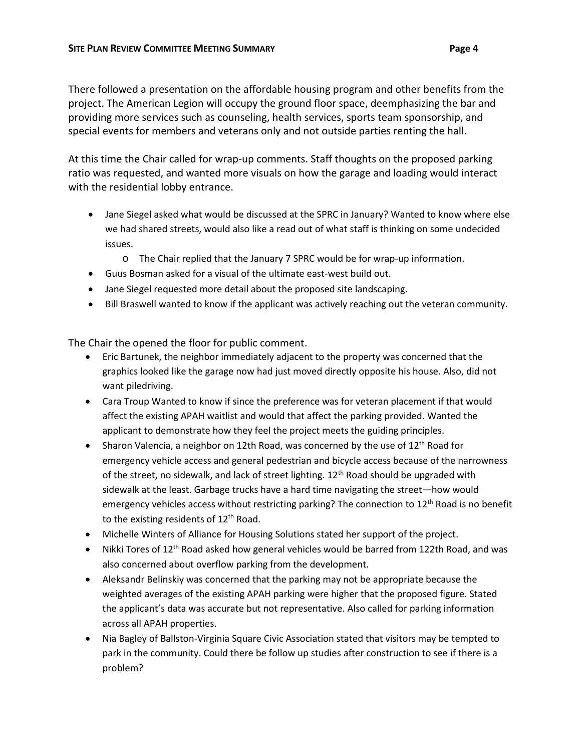There followed a presentation on the affordable housing program and other benefits from the project. The American Legion will occupy the ground floor space, deemphasizing the bar and providing more services such as counseling, health services, sports team sponsorship, and special events for members and veterans only and not outside parties renting the hall.

At this time the Chair called for wrap-up comments. Staff thoughts on the proposed parking ratio was requested, and wanted more visuals on how the garage and loading would interact with the residential lobby entrance.

- Jane Siegel asked what would be discussed at the SPRC in January? Wanted to know where else we had shared streets, would also like a read out of what staff is thinking on some undecided issues.
    - The Chair replied that the January 7 SPRC would be for wrap-up information.
- Guus Bosman asked for a visual of the ultimate east-west build out.
- Jane Siegel requested more detail about the proposed site landscaping.
- Bill Braswell wanted to know if the applicant was actively reaching out the veteran community.

The Chair the opened the floor for public comment.

- Eric Bartunek, the neighbor immediately adjacent to the property was concerned that the graphics looked like the garage now had just moved directly opposite his house. Also, did not want piledriving.
- Cara Troup Wanted to know if since the preference was for veteran placement if that would affect the existing APAH waitlist and would that affect the parking provided. Wanted the applicant to demonstrate how they feel the project meets the guiding principles.
- Sharon Valencia, a neighbor on 12th Road, was concerned by the use of 12th Road for emergency vehicle access and general pedestrian and bicycle access because of the narrowness of the street, no sidewalk, and lack of street lighting. 12th Road should be upgraded with sidewalk at the least. Garbage trucks have a hard time navigating the street—how would emergency vehicles access without restricting parking? The connection to 12th Road is no benefit to the existing residents of 12th Road.
- Michelle Winters of Alliance for Housing Solutions stated her support of the project.
- Nikki Tores of 12th Road asked how general vehicles would be barred from 122th Road, and was also concerned about overflow parking from the development.
- Aleksandr Belinskiy was concerned that the parking may not be appropriate because the weighted averages of the existing APAH parking were higher that the proposed figure. Stated the applicant's data was accurate but not representative. Also called for parking information across all APAH properties.
- Nia Bagley of Ballston-Virginia Square Civic Association stated that visitors may be tempted to park in the community. Could there be follow up studies after construction to see if there is a problem?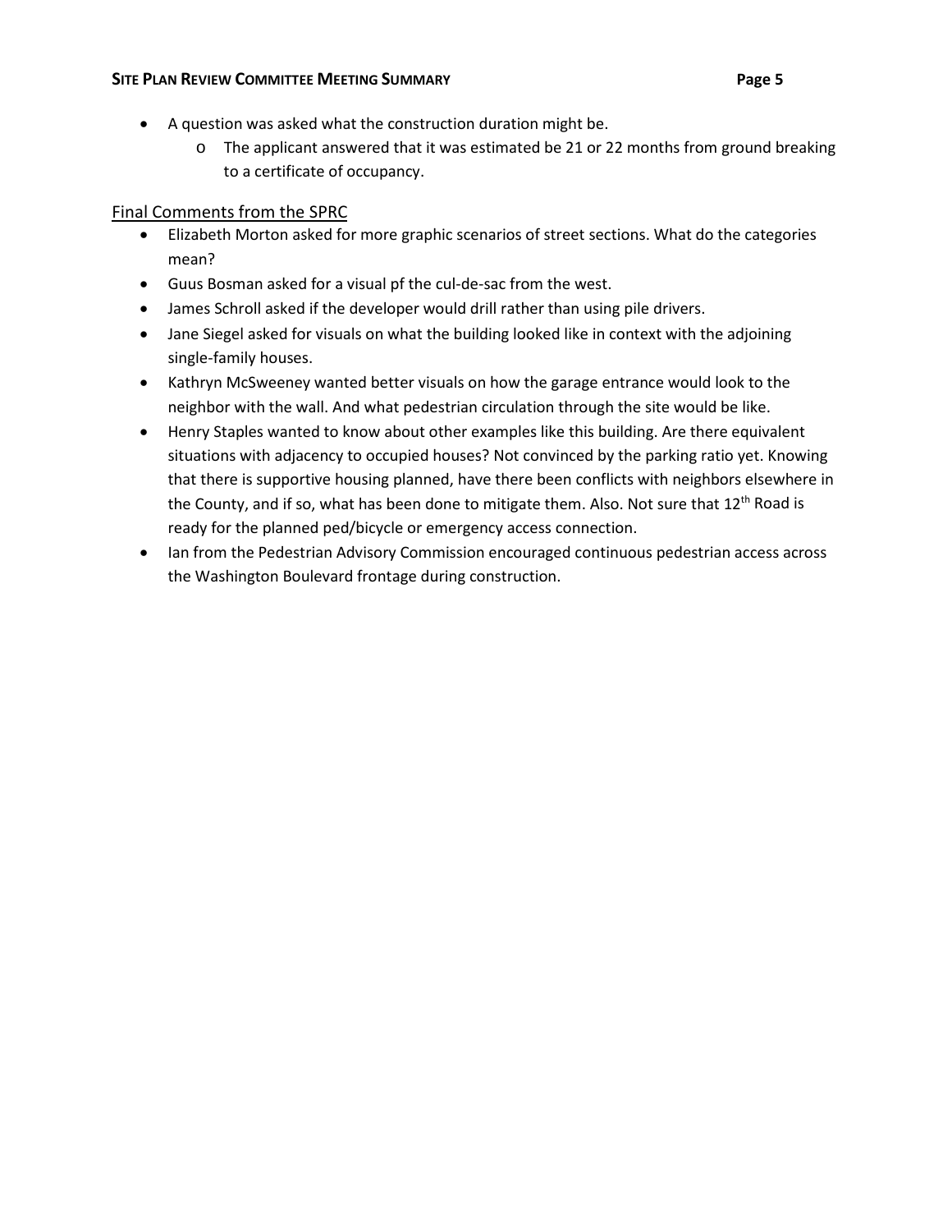- A question was asked what the construction duration might be.
    - The applicant answered that it was estimated be 21 or 22 months from ground breaking to a certificate of occupancy.

## Final Comments from the SPRC

- Elizabeth Morton asked for more graphic scenarios of street sections. What do the categories mean?
- Guus Bosman asked for a visual pf the cul-de-sac from the west.
- James Schroll asked if the developer would drill rather than using pile drivers.
- Jane Siegel asked for visuals on what the building looked like in context with the adjoining single-family houses.
- Kathryn McSweeney wanted better visuals on how the garage entrance would look to the neighbor with the wall. And what pedestrian circulation through the site would be like.
- Henry Staples wanted to know about other examples like this building. Are there equivalent situations with adjacency to occupied houses? Not convinced by the parking ratio yet. Knowing that there is supportive housing planned, have there been conflicts with neighbors elsewhere in the County, and if so, what has been done to mitigate them. Also. Not sure that 12th Road is ready for the planned ped/bicycle or emergency access connection.
- Ian from the Pedestrian Advisory Commission encouraged continuous pedestrian access across the Washington Boulevard frontage during construction.